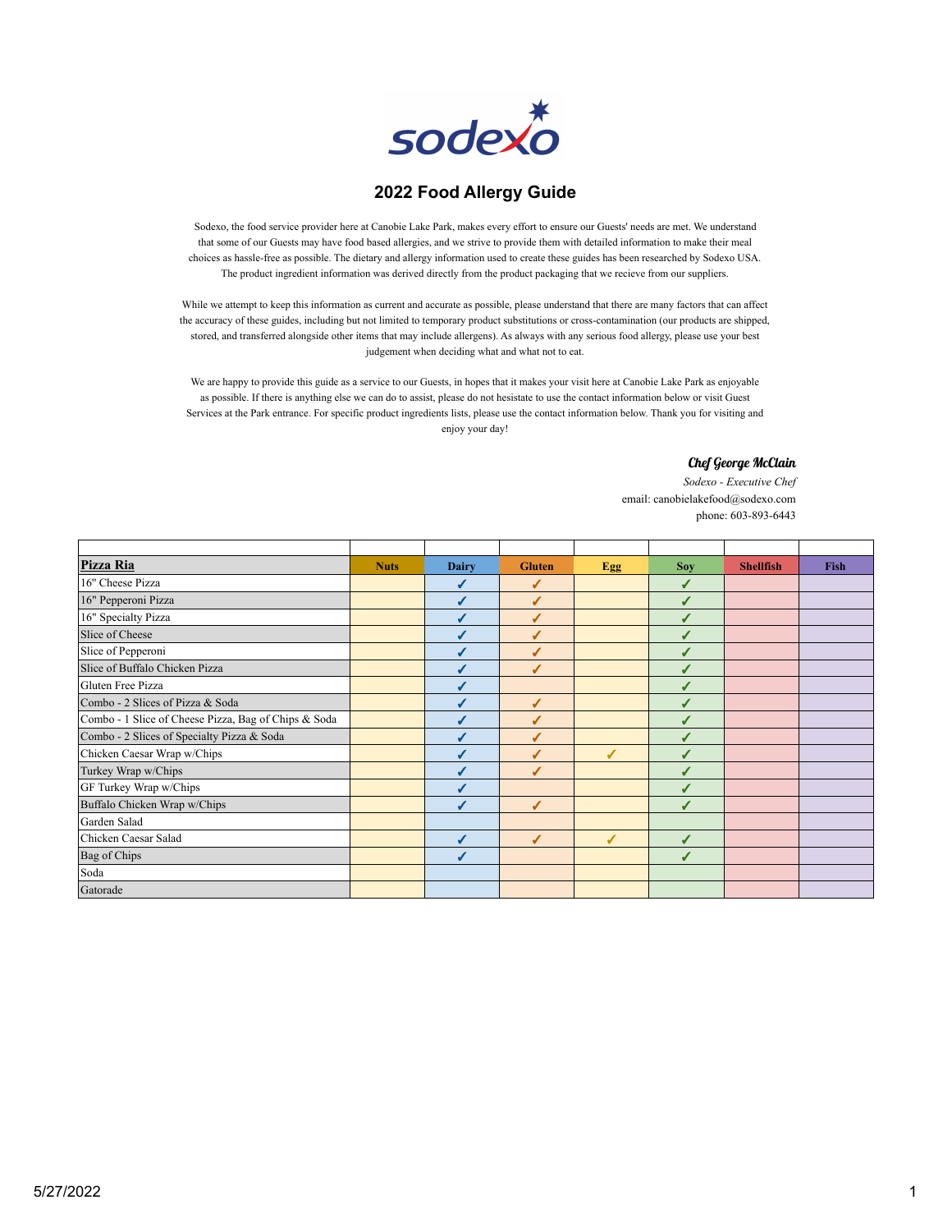sodexo

# 2022 Food Allergy Guide

Sodexo, the food service provider here at Canobie Lake Park, makes every effort to ensure our Guests' needs are met. We understand that some of our Guests may have food based allergies, and we strive to provide them with detailed information to make their meal choices as hassle-free as possible. The dietary and allergy information used to create these guides has been researched by Sodexo USA. The product ingredient information was derived directly from the product packaging that we recieve from our suppliers.

While we attempt to keep this information as current and accurate as possible, please understand that there are many factors that can affect the accuracy of these guides, including but not limited to temporary product substitutions or cross-contamination (our products are shipped, stored, and transferred alongside other items that may include allergens). As always with any serious food allergy, please use your best judgement when deciding what and what not to eat.

We are happy to provide this guide as a service to our Guests, in hopes that it makes your visit here at Canobie Lake Park as enjoyable as possible. If there is anything else we can do to assist, please do not hesistate to use the contact information below or visit Guest Services at the Park entrance. For specific product ingredients lists, please use the contact information below. Thank you for visiting and enjoy your day!

**Chef George McClain**
*Sodexo - Executive Chef*
email: canobielakefood@sodexo.com
phone: 603-893-6443

| **Pizza Ria** | Nuts | Dairy | Gluten | Egg | Soy | Shellfish | Fish |
|---|---|---|---|---|---|---|---|
| 16" Cheese Pizza | | ✓ | ✓ | | ✓ | | |
| 16" Pepperoni Pizza | | ✓ | ✓ | | ✓ | | |
| 16" Specialty Pizza | | ✓ | ✓ | | ✓ | | |
| Slice of Cheese | | ✓ | ✓ | | ✓ | | |
| Slice of Pepperoni | | ✓ | ✓ | | ✓ | | |
| Slice of Buffalo Chicken Pizza | | ✓ | ✓ | | ✓ | | |
| Gluten Free Pizza | | ✓ | | | ✓ | | |
| Combo - 2 Slices of Pizza & Soda | | ✓ | ✓ | | ✓ | | |
| Combo - 1 Slice of Cheese Pizza, Bag of Chips & Soda | | ✓ | ✓ | | ✓ | | |
| Combo - 2 Slices of Specialty Pizza & Soda | | ✓ | ✓ | | ✓ | | |
| Chicken Caesar Wrap w/Chips | | ✓ | ✓ | ✓ | ✓ | | |
| Turkey Wrap w/Chips | | ✓ | ✓ | | ✓ | | |
| GF Turkey Wrap w/Chips | | ✓ | | | ✓ | | |
| Buffalo Chicken Wrap w/Chips | | ✓ | ✓ | | ✓ | | |
| Garden Salad | | | | | | | |
| Chicken Caesar Salad | | ✓ | ✓ | ✓ | ✓ | | |
| Bag of Chips | | ✓ | | | ✓ | | |
| Soda | | | | | | | |
| Gatorade | | | | | | | |

5/27/2022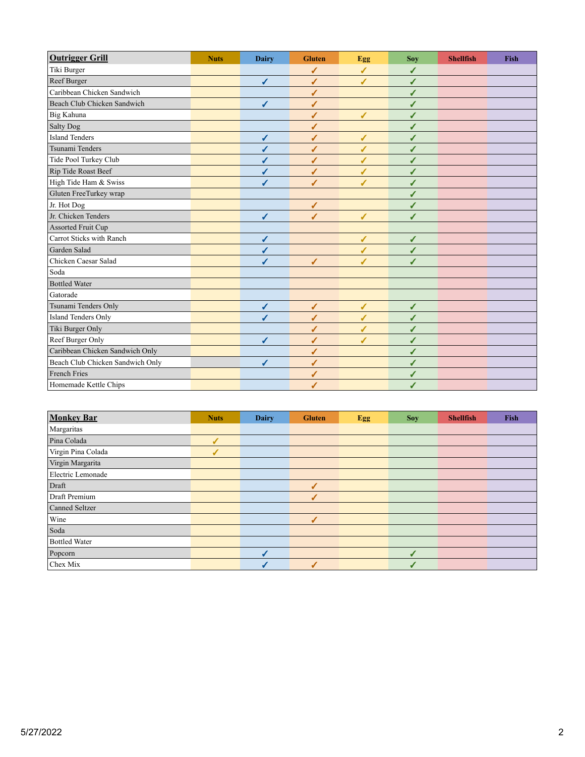| Outrigger Grill | Nuts | Dairy | Gluten | Egg | Soy | Shellfish | Fish |
|---|---|---|---|---|---|---|---|
| Tiki Burger | | | ✓ | ✓ | ✓ | | |
| Reef Burger | | ✓ | ✓ | ✓ | ✓ | | |
| Caribbean Chicken Sandwich | | | ✓ | | ✓ | | |
| Beach Club Chicken Sandwich | | ✓ | ✓ | | ✓ | | |
| Big Kahuna | | | ✓ | ✓ | ✓ | | |
| Salty Dog | | | ✓ | | ✓ | | |
| Island Tenders | | ✓ | ✓ | ✓ | ✓ | | |
| Tsunami Tenders | | ✓ | ✓ | ✓ | ✓ | | |
| Tide Pool Turkey Club | | ✓ | ✓ | ✓ | ✓ | | |
| Rip Tide Roast Beef | | ✓ | ✓ | ✓ | ✓ | | |
| High Tide Ham & Swiss | | ✓ | ✓ | ✓ | ✓ | | |
| Gluten FreeTurkey wrap | | | | | ✓ | | |
| Jr. Hot Dog | | | ✓ | | ✓ | | |
| Jr. Chicken Tenders | | ✓ | ✓ | ✓ | ✓ | | |
| Assorted Fruit Cup | | | | | | | |
| Carrot Sticks with Ranch | | ✓ | | ✓ | ✓ | | |
| Garden Salad | | ✓ | | ✓ | ✓ | | |
| Chicken Caesar Salad | | ✓ | ✓ | ✓ | ✓ | | |
| Soda | | | | | | | |
| Bottled Water | | | | | | | |
| Gatorade | | | | | | | |
| Tsunami Tenders Only | | ✓ | ✓ | ✓ | ✓ | | |
| Island Tenders Only | | ✓ | ✓ | ✓ | ✓ | | |
| Tiki Burger Only | | | ✓ | ✓ | ✓ | | |
| Reef Burger Only | | ✓ | ✓ | ✓ | ✓ | | |
| Caribbean Chicken Sandwich Only | | | ✓ | | ✓ | | |
| Beach Club Chicken Sandwich Only | | ✓ | ✓ | | ✓ | | |
| French Fries | | | ✓ | | ✓ | | |
| Homemade Kettle Chips | | | ✓ | | ✓ | | |

| Monkey Bar | Nuts | Dairy | Gluten | Egg | Soy | Shellfish | Fish |
|---|---|---|---|---|---|---|---|
| Margaritas | | | | | | | |
| Pina Colada | ✓ | | | | | | |
| Virgin Pina Colada | ✓ | | | | | | |
| Virgin Margarita | | | | | | | |
| Electric Lemonade | | | | | | | |
| Draft | | | ✓ | | | | |
| Draft Premium | | | ✓ | | | | |
| Canned Seltzer | | | | | | | |
| Wine | | | ✓ | | | | |
| Soda | | | | | | | |
| Bottled Water | | | | | | | |
| Popcorn | | ✓ | | | ✓ | | |
| Chex Mix | | ✓ | ✓ | | ✓ | | |

5/27/2022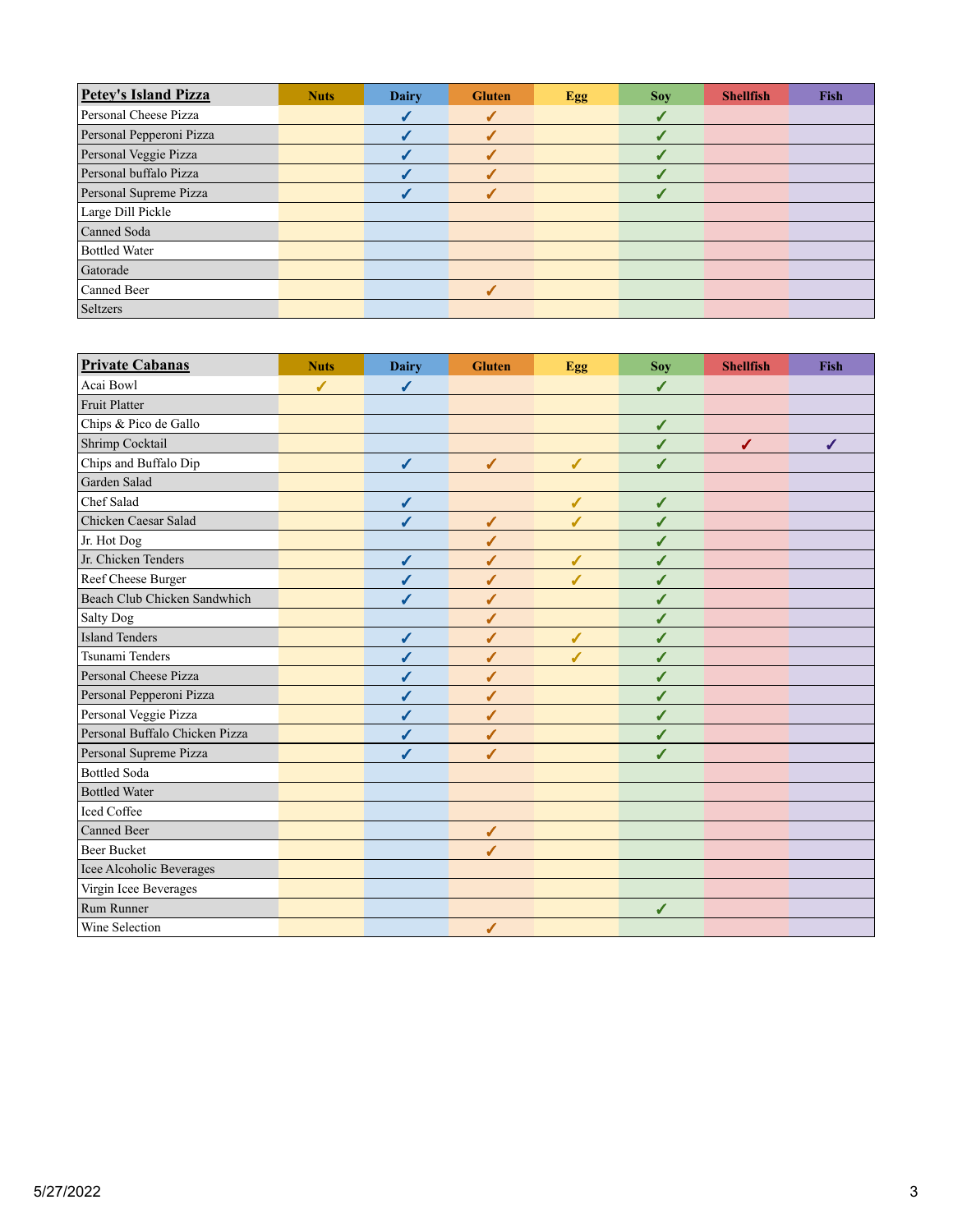| Petey's Island Pizza | Nuts | Dairy | Gluten | Egg | Soy | Shellfish | Fish |
|---|---|---|---|---|---|---|---|
| Personal Cheese Pizza | | ✓ | ✓ | | ✓ | | |
| Personal Pepperoni Pizza | | ✓ | ✓ | | ✓ | | |
| Personal Veggie Pizza | | ✓ | ✓ | | ✓ | | |
| Personal buffalo Pizza | | ✓ | ✓ | | ✓ | | |
| Personal Supreme Pizza | | ✓ | ✓ | | ✓ | | |
| Large Dill Pickle | | | | | | | |
| Canned Soda | | | | | | | |
| Bottled Water | | | | | | | |
| Gatorade | | | | | | | |
| Canned Beer | | | ✓ | | | | |
| Seltzers | | | | | | | |

| Private Cabanas | Nuts | Dairy | Gluten | Egg | Soy | Shellfish | Fish |
|---|---|---|---|---|---|---|---|
| Acai Bowl | ✓ | ✓ | | | ✓ | | |
| Fruit Platter | | | | | | | |
| Chips & Pico de Gallo | | | | | ✓ | | |
| Shrimp Cocktail | | | | | ✓ | ✓ | ✓ |
| Chips and Buffalo Dip | | ✓ | ✓ | ✓ | ✓ | | |
| Garden Salad | | | | | | | |
| Chef Salad | | ✓ | | ✓ | ✓ | | |
| Chicken Caesar Salad | | ✓ | ✓ | ✓ | ✓ | | |
| Jr. Hot Dog | | | ✓ | | ✓ | | |
| Jr. Chicken Tenders | | ✓ | ✓ | ✓ | ✓ | | |
| Reef Cheese Burger | | ✓ | ✓ | ✓ | ✓ | | |
| Beach Club Chicken Sandwhich | | ✓ | ✓ | | ✓ | | |
| Salty Dog | | | ✓ | | ✓ | | |
| Island Tenders | | ✓ | ✓ | ✓ | ✓ | | |
| Tsunami Tenders | | ✓ | ✓ | ✓ | ✓ | | |
| Personal Cheese Pizza | | ✓ | ✓ | | ✓ | | |
| Personal Pepperoni Pizza | | ✓ | ✓ | | ✓ | | |
| Personal Veggie Pizza | | ✓ | ✓ | | ✓ | | |
| Personal Buffalo Chicken Pizza | | ✓ | ✓ | | ✓ | | |
| Personal Supreme Pizza | | ✓ | ✓ | | ✓ | | |
| Bottled Soda | | | | | | | |
| Bottled Water | | | | | | | |
| Iced Coffee | | | | | | | |
| Canned Beer | | | ✓ | | | | |
| Beer Bucket | | | ✓ | | | | |
| Icee Alcoholic Beverages | | | | | | | |
| Virgin Icee Beverages | | | | | | | |
| Rum Runner | | | | | ✓ | | |
| Wine Selection | | | ✓ | | | | |

5/27/2022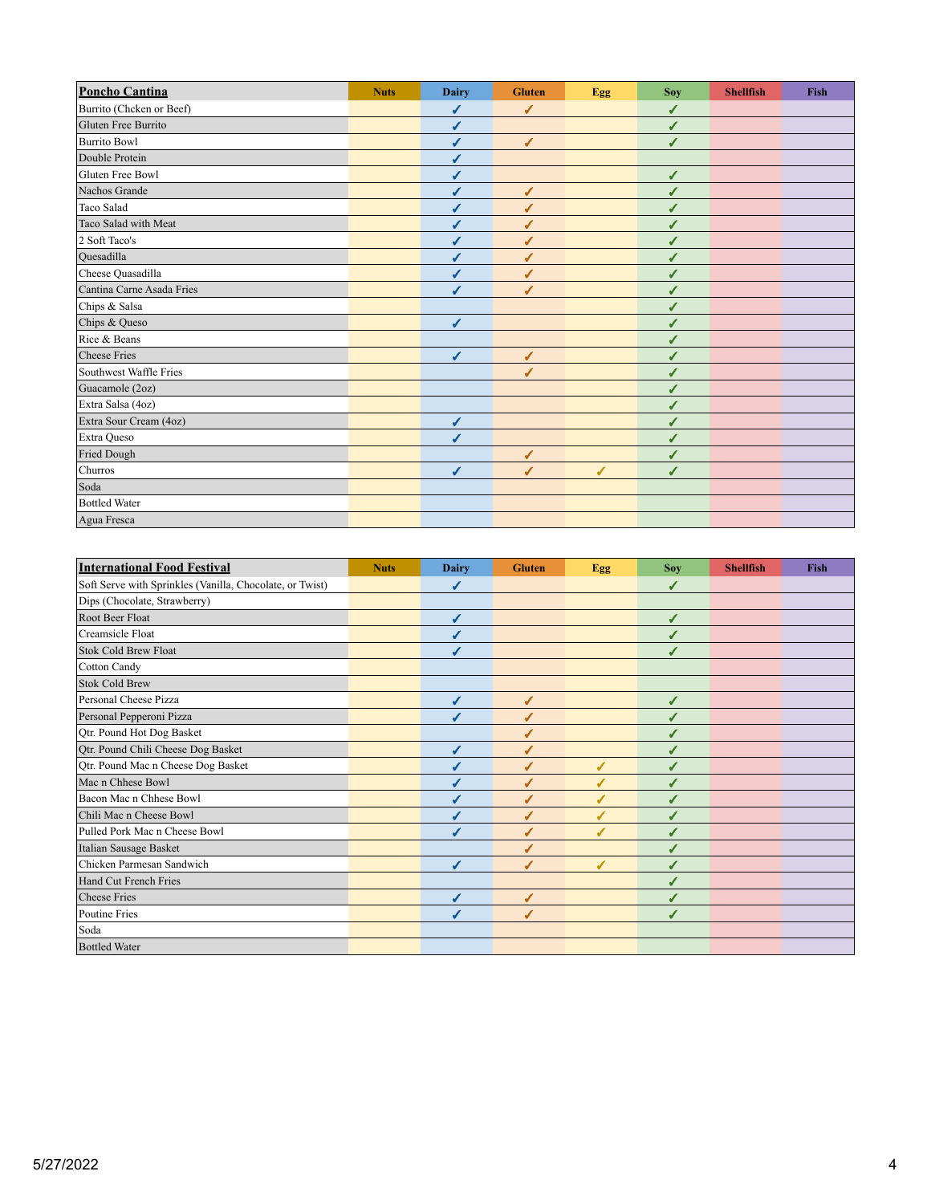| Poncho Cantina | Nuts | Dairy | Gluten | Egg | Soy | Shellfish | Fish |
|---|---|---|---|---|---|---|---|
| Burrito (Chcken or Beef) | | ✓ | ✓ | | ✓ | | |
| Gluten Free Burrito | | ✓ | | | ✓ | | |
| Burrito Bowl | | ✓ | ✓ | | ✓ | | |
| Double Protein | | ✓ | | | | | |
| Gluten Free Bowl | | ✓ | | | ✓ | | |
| Nachos Grande | | ✓ | ✓ | | ✓ | | |
| Taco Salad | | ✓ | ✓ | | ✓ | | |
| Taco Salad with Meat | | ✓ | ✓ | | ✓ | | |
| 2 Soft Taco's | | ✓ | ✓ | | ✓ | | |
| Quesadilla | | ✓ | ✓ | | ✓ | | |
| Cheese Quasadilla | | ✓ | ✓ | | ✓ | | |
| Cantina Carne Asada Fries | | ✓ | ✓ | | ✓ | | |
| Chips & Salsa | | | | | ✓ | | |
| Chips & Queso | | ✓ | | | ✓ | | |
| Rice & Beans | | | | | ✓ | | |
| Cheese Fries | | ✓ | ✓ | | ✓ | | |
| Southwest Waffle Fries | | | ✓ | | ✓ | | |
| Guacamole (2oz) | | | | | ✓ | | |
| Extra Salsa (4oz) | | | | | ✓ | | |
| Extra Sour Cream (4oz) | | ✓ | | | ✓ | | |
| Extra Queso | | ✓ | | | ✓ | | |
| Fried Dough | | | ✓ | | ✓ | | |
| Churros | | ✓ | ✓ | ✓ | ✓ | | |
| Soda | | | | | | | |
| Bottled Water | | | | | | | |
| Agua Fresca | | | | | | | |

| International Food Festival | Nuts | Dairy | Gluten | Egg | Soy | Shellfish | Fish |
|---|---|---|---|---|---|---|---|
| Soft Serve with Sprinkles (Vanilla, Chocolate, or Twist) | | ✓ | | | ✓ | | |
| Dips (Chocolate, Strawberry) | | | | | | | |
| Root Beer Float | | ✓ | | | ✓ | | |
| Creamsicle Float | | ✓ | | | ✓ | | |
| Stok Cold Brew Float | | ✓ | | | ✓ | | |
| Cotton Candy | | | | | | | |
| Stok Cold Brew | | | | | | | |
| Personal Cheese Pizza | | ✓ | ✓ | | ✓ | | |
| Personal Pepperoni Pizza | | ✓ | ✓ | | ✓ | | |
| Qtr. Pound Hot Dog Basket | | | ✓ | | ✓ | | |
| Qtr. Pound Chili Cheese Dog Basket | | ✓ | ✓ | | ✓ | | |
| Qtr. Pound Mac n Cheese Dog Basket | | ✓ | ✓ | ✓ | ✓ | | |
| Mac n Chhese Bowl | | ✓ | ✓ | ✓ | ✓ | | |
| Bacon Mac n Chhese Bowl | | ✓ | ✓ | ✓ | ✓ | | |
| Chili Mac n Cheese Bowl | | ✓ | ✓ | ✓ | ✓ | | |
| Pulled Pork Mac n Cheese Bowl | | ✓ | ✓ | ✓ | ✓ | | |
| Italian Sausage Basket | | | ✓ | | ✓ | | |
| Chicken Parmesan Sandwich | | ✓ | ✓ | ✓ | ✓ | | |
| Hand Cut French Fries | | | | | ✓ | | |
| Cheese Fries | | ✓ | ✓ | | ✓ | | |
| Poutine Fries | | ✓ | ✓ | | ✓ | | |
| Soda | | | | | | | |
| Bottled Water | | | | | | | |

5/27/2022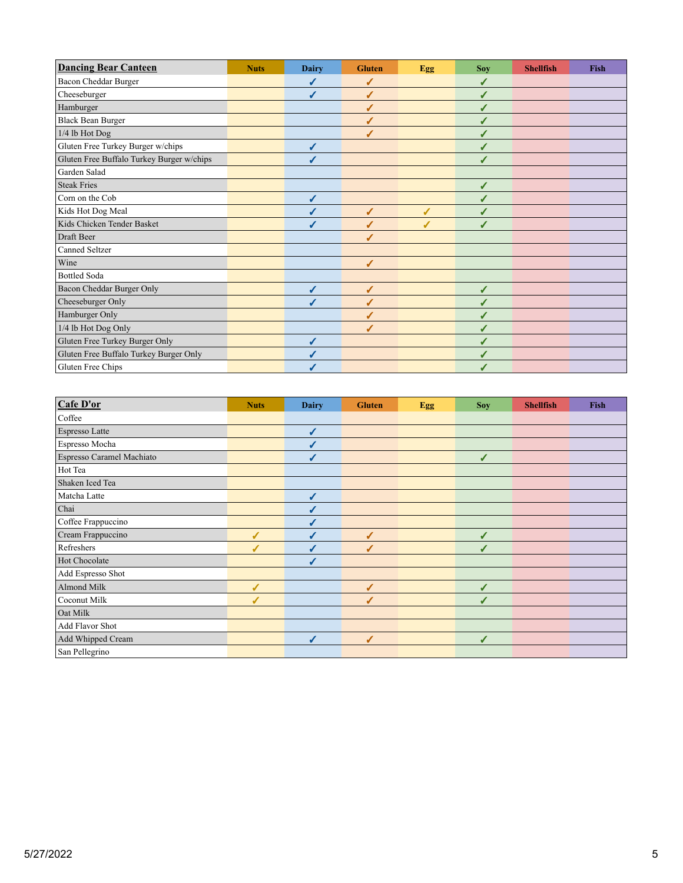| Dancing Bear Canteen | Nuts | Dairy | Gluten | Egg | Soy | Shellfish | Fish |
|---|---|---|---|---|---|---|---|
| Bacon Cheddar Burger | | ✓ | ✓ | | ✓ | | |
| Cheeseburger | | ✓ | ✓ | | ✓ | | |
| Hamburger | | | ✓ | | ✓ | | |
| Black Bean Burger | | | ✓ | | ✓ | | |
| 1/4 lb Hot Dog | | | ✓ | | ✓ | | |
| Gluten Free Turkey Burger w/chips | | ✓ | | | ✓ | | |
| Gluten Free Buffalo Turkey Burger w/chips | | ✓ | | | ✓ | | |
| Garden Salad | | | | | | | |
| Steak Fries | | | | | ✓ | | |
| Corn on the Cob | | ✓ | | | ✓ | | |
| Kids Hot Dog Meal | | ✓ | ✓ | ✓ | ✓ | | |
| Kids Chicken Tender Basket | | ✓ | ✓ | ✓ | ✓ | | |
| Draft Beer | | | ✓ | | | | |
| Canned Seltzer | | | | | | | |
| Wine | | | ✓ | | | | |
| Bottled Soda | | | | | | | |
| Bacon Cheddar Burger Only | | ✓ | ✓ | | ✓ | | |
| Cheeseburger Only | | ✓ | ✓ | | ✓ | | |
| Hamburger Only | | | ✓ | | ✓ | | |
| 1/4 lb Hot Dog Only | | | ✓ | | ✓ | | |
| Gluten Free Turkey Burger Only | | ✓ | | | ✓ | | |
| Gluten Free Buffalo Turkey Burger Only | | ✓ | | | ✓ | | |
| Gluten Free Chips | | ✓ | | | ✓ | | |

| Cafe D'or | Nuts | Dairy | Gluten | Egg | Soy | Shellfish | Fish |
|---|---|---|---|---|---|---|---|
| Coffee | | | | | | | |
| Espresso Latte | | ✓ | | | | | |
| Espresso Mocha | | ✓ | | | | | |
| Espresso Caramel Machiato | | ✓ | | | ✓ | | |
| Hot Tea | | | | | | | |
| Shaken Iced Tea | | | | | | | |
| Matcha Latte | | ✓ | | | | | |
| Chai | | ✓ | | | | | |
| Coffee Frappuccino | | ✓ | | | | | |
| Cream Frappuccino | ✓ | ✓ | ✓ | | ✓ | | |
| Refreshers | ✓ | ✓ | ✓ | | ✓ | | |
| Hot Chocolate | | ✓ | | | | | |
| Add Espresso Shot | | | | | | | |
| Almond Milk | ✓ | | ✓ | | ✓ | | |
| Coconut Milk | ✓ | | ✓ | | ✓ | | |
| Oat Milk | | | | | | | |
| Add Flavor Shot | | | | | | | |
| Add Whipped Cream | | ✓ | ✓ | | ✓ | | |
| San Pellegrino | | | | | | | |

5/27/2022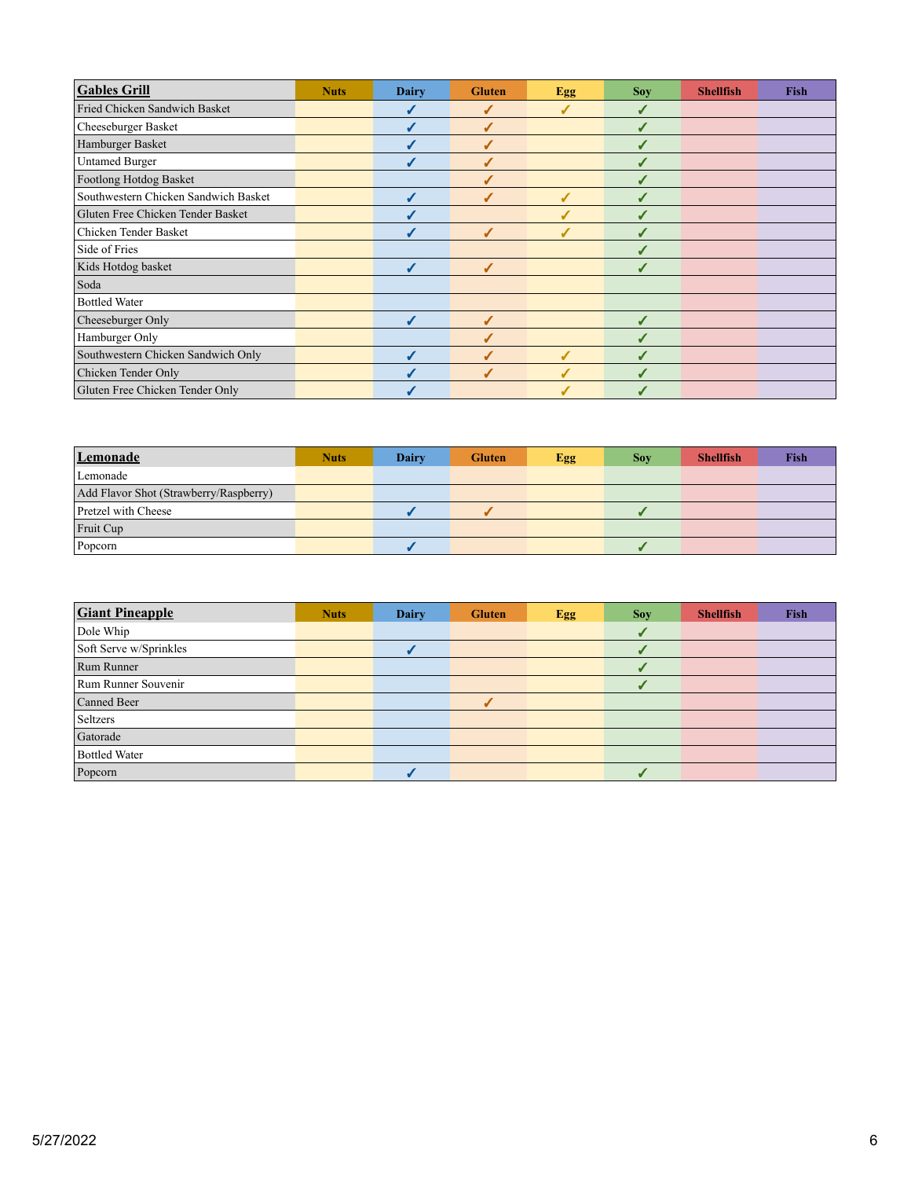| Gables Grill | Nuts | Dairy | Gluten | Egg | Soy | Shellfish | Fish |
|---|---|---|---|---|---|---|---|
| Fried Chicken Sandwich Basket | | ✓ | ✓ | ✓ | ✓ | | |
| Cheeseburger Basket | | ✓ | ✓ | | ✓ | | |
| Hamburger Basket | | ✓ | ✓ | | ✓ | | |
| Untamed Burger | | ✓ | ✓ | | ✓ | | |
| Footlong Hotdog Basket | | | ✓ | | ✓ | | |
| Southwestern Chicken Sandwich Basket | | ✓ | ✓ | ✓ | ✓ | | |
| Gluten Free Chicken Tender Basket | | ✓ | | ✓ | ✓ | | |
| Chicken Tender Basket | | ✓ | ✓ | ✓ | ✓ | | |
| Side of Fries | | | | | ✓ | | |
| Kids Hotdog basket | | ✓ | ✓ | | ✓ | | |
| Soda | | | | | | | |
| Bottled Water | | | | | | | |
| Cheeseburger Only | | ✓ | ✓ | | ✓ | | |
| Hamburger Only | | | ✓ | | ✓ | | |
| Southwestern Chicken Sandwich Only | | ✓ | ✓ | ✓ | ✓ | | |
| Chicken Tender Only | | ✓ | ✓ | ✓ | ✓ | | |
| Gluten Free Chicken Tender Only | | ✓ | | ✓ | ✓ | | |

| Lemonade | Nuts | Dairy | Gluten | Egg | Soy | Shellfish | Fish |
|---|---|---|---|---|---|---|---|
| Lemonade | | | | | | | |
| Add Flavor Shot (Strawberry/Raspberry) | | | | | | | |
| Pretzel with Cheese | | ✓ | ✓ | | ✓ | | |
| Fruit Cup | | | | | | | |
| Popcorn | | ✓ | | | ✓ | | |

| Giant Pineapple | Nuts | Dairy | Gluten | Egg | Soy | Shellfish | Fish |
|---|---|---|---|---|---|---|---|
| Dole Whip | | | | | ✓ | | |
| Soft Serve w/Sprinkles | | ✓ | | | ✓ | | |
| Rum Runner | | | | | ✓ | | |
| Rum Runner Souvenir | | | | | ✓ | | |
| Canned Beer | | | ✓ | | | | |
| Seltzers | | | | | | | |
| Gatorade | | | | | | | |
| Bottled Water | | | | | | | |
| Popcorn | | ✓ | | | ✓ | | |

5/27/2022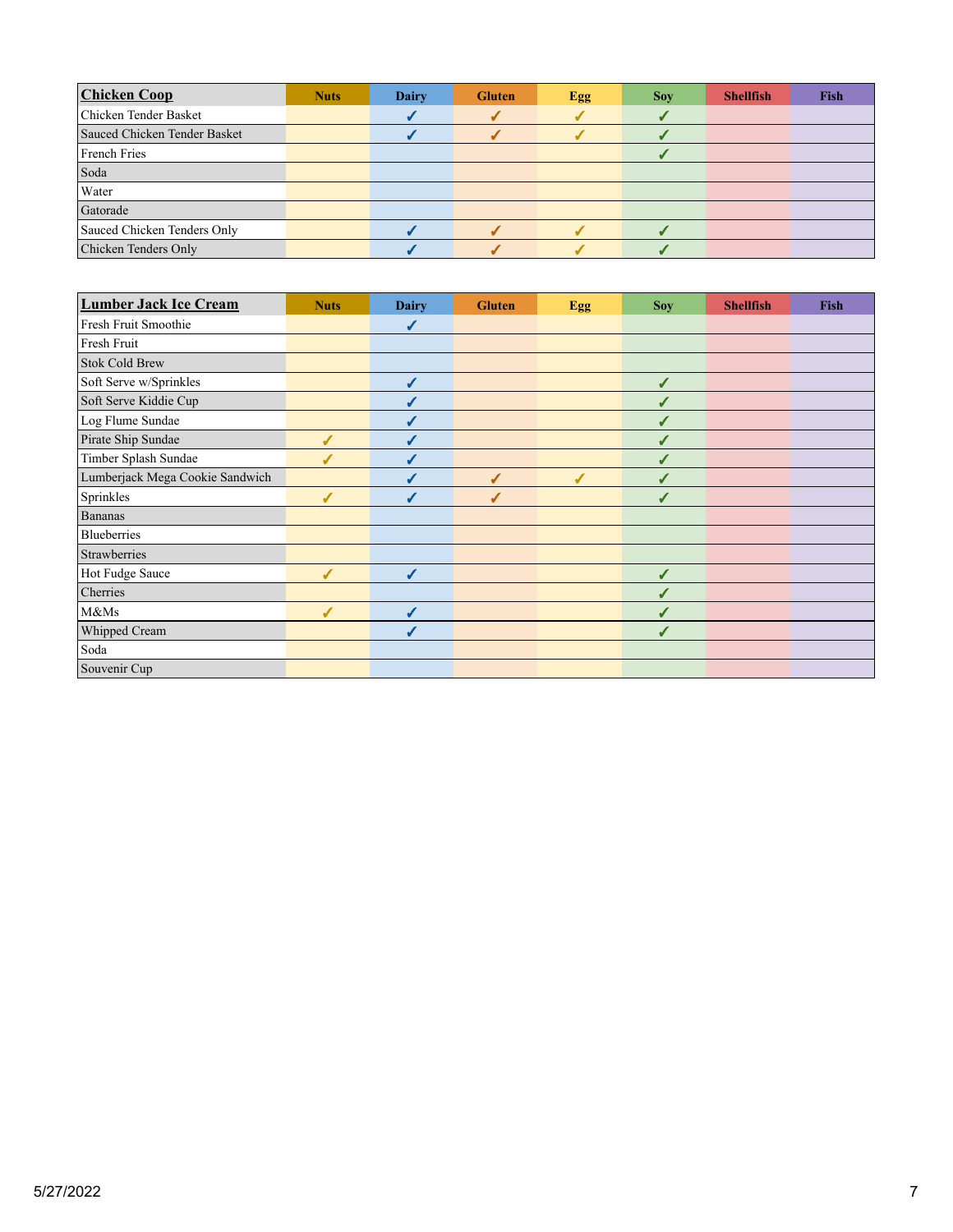| **Chicken Coop** | Nuts | Dairy | Gluten | Egg | Soy | Shellfish | Fish |
| --- | --- | --- | --- | --- | --- | --- | --- |
| Chicken Tender Basket | | ✓ | ✓ | ✓ | ✓ | | |
| Sauced Chicken Tender Basket | | ✓ | ✓ | ✓ | ✓ | | |
| French Fries | | | | | ✓ | | |
| Soda | | | | | | | |
| Water | | | | | | | |
| Gatorade | | | | | | | |
| Sauced Chicken Tenders Only | | ✓ | ✓ | ✓ | ✓ | | |
| Chicken Tenders Only | | ✓ | ✓ | ✓ | ✓ | | |

| **Lumber Jack Ice Cream** | Nuts | Dairy | Gluten | Egg | Soy | Shellfish | Fish |
| --- | --- | --- | --- | --- | --- | --- | --- |
| Fresh Fruit Smoothie | | ✓ | | | | | |
| Fresh Fruit | | | | | | | |
| Stok Cold Brew | | | | | | | |
| Soft Serve w/Sprinkles | | ✓ | | | ✓ | | |
| Soft Serve Kiddie Cup | | ✓ | | | ✓ | | |
| Log Flume Sundae | | ✓ | | | ✓ | | |
| Pirate Ship Sundae | ✓ | ✓ | | | ✓ | | |
| Timber Splash Sundae | ✓ | ✓ | | | ✓ | | |
| Lumberjack Mega Cookie Sandwich | | ✓ | ✓ | ✓ | ✓ | | |
| Sprinkles | ✓ | ✓ | ✓ | | ✓ | | |
| Bananas | | | | | | | |
| Blueberries | | | | | | | |
| Strawberries | | | | | | | |
| Hot Fudge Sauce | ✓ | ✓ | | | ✓ | | |
| Cherries | | | | | ✓ | | |
| M&Ms | ✓ | ✓ | | | ✓ | | |
| Whipped Cream | | ✓ | | | ✓ | | |
| Soda | | | | | | | |
| Souvenir Cup | | | | | | | |

5/27/2022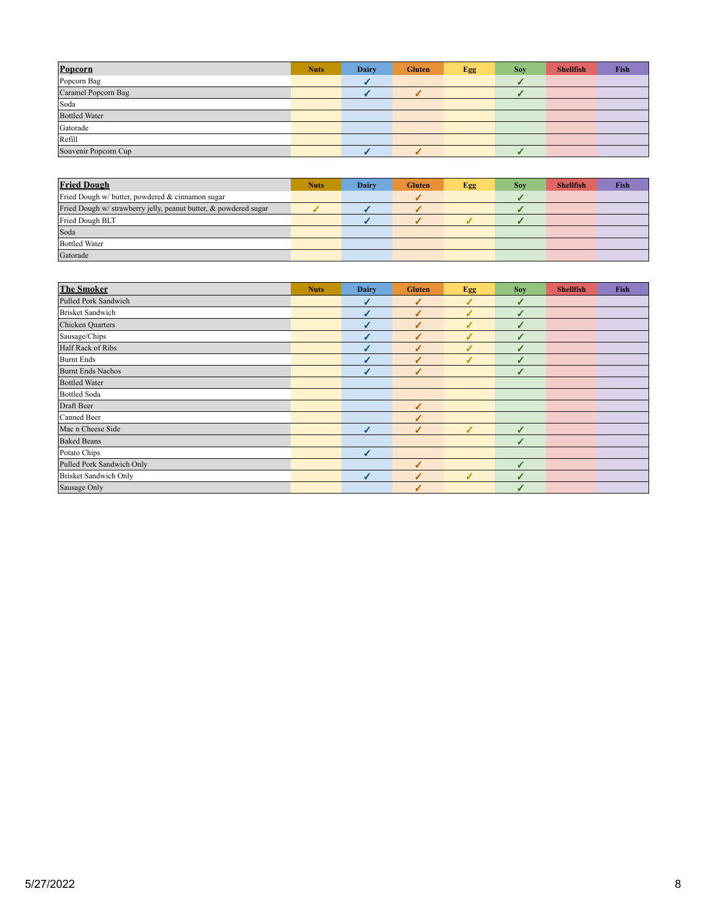| **Popcorn** | Nuts | Dairy | Gluten | Egg | Soy | Shellfish | Fish |
|---|---|---|---|---|---|---|---|
| Popcorn Bag | | ✓ | | | ✓ | | |
| Caramel Popcorn Bag | | ✓ | ✓ | | ✓ | | |
| Soda | | | | | | | |
| Bottled Water | | | | | | | |
| Gatorade | | | | | | | |
| Refill | | | | | | | |
| Souvenir Popcorn Cup | | ✓ | ✓ | | ✓ | | |

| **Fried Dough** | Nuts | Dairy | Gluten | Egg | Soy | Shellfish | Fish |
|---|---|---|---|---|---|---|---|
| Fried Dough w/ butter, powdered & cinnamon sugar | | | ✓ | | ✓ | | |
| Fried Dough w/ strawberry jelly, peanut butter, & powdered sugar | ✓ | ✓ | ✓ | | ✓ | | |
| Fried Dough BLT | | ✓ | ✓ | ✓ | ✓ | | |
| Soda | | | | | | | |
| Bottled Water | | | | | | | |
| Gatorade | | | | | | | |

| **The Smoker** | Nuts | Dairy | Gluten | Egg | Soy | Shellfish | Fish |
|---|---|---|---|---|---|---|---|
| Pulled Pork Sandwich | | ✓ | ✓ | ✓ | ✓ | | |
| Brisket Sandwich | | ✓ | ✓ | ✓ | ✓ | | |
| Chicken Quarters | | ✓ | ✓ | ✓ | ✓ | | |
| Sausage/Chips | | ✓ | ✓ | ✓ | ✓ | | |
| Half Rack of Ribs | | ✓ | ✓ | ✓ | ✓ | | |
| Burnt Ends | | ✓ | ✓ | ✓ | ✓ | | |
| Burnt Ends Nachos | | ✓ | ✓ | | ✓ | | |
| Bottled Water | | | | | | | |
| Bottled Soda | | | | | | | |
| Draft Beer | | | ✓ | | | | |
| Canned Beer | | | ✓ | | | | |
| Mac n Cheese Side | | ✓ | ✓ | ✓ | ✓ | | |
| Baked Beans | | | | | ✓ | | |
| Potato Chips | | ✓ | | | | | |
| Pulled Pork Sandwich Only | | | ✓ | | ✓ | | |
| Brisket Sandwich Only | | ✓ | ✓ | ✓ | ✓ | | |
| Sausage Only | | | ✓ | | ✓ | | |

5/27/2022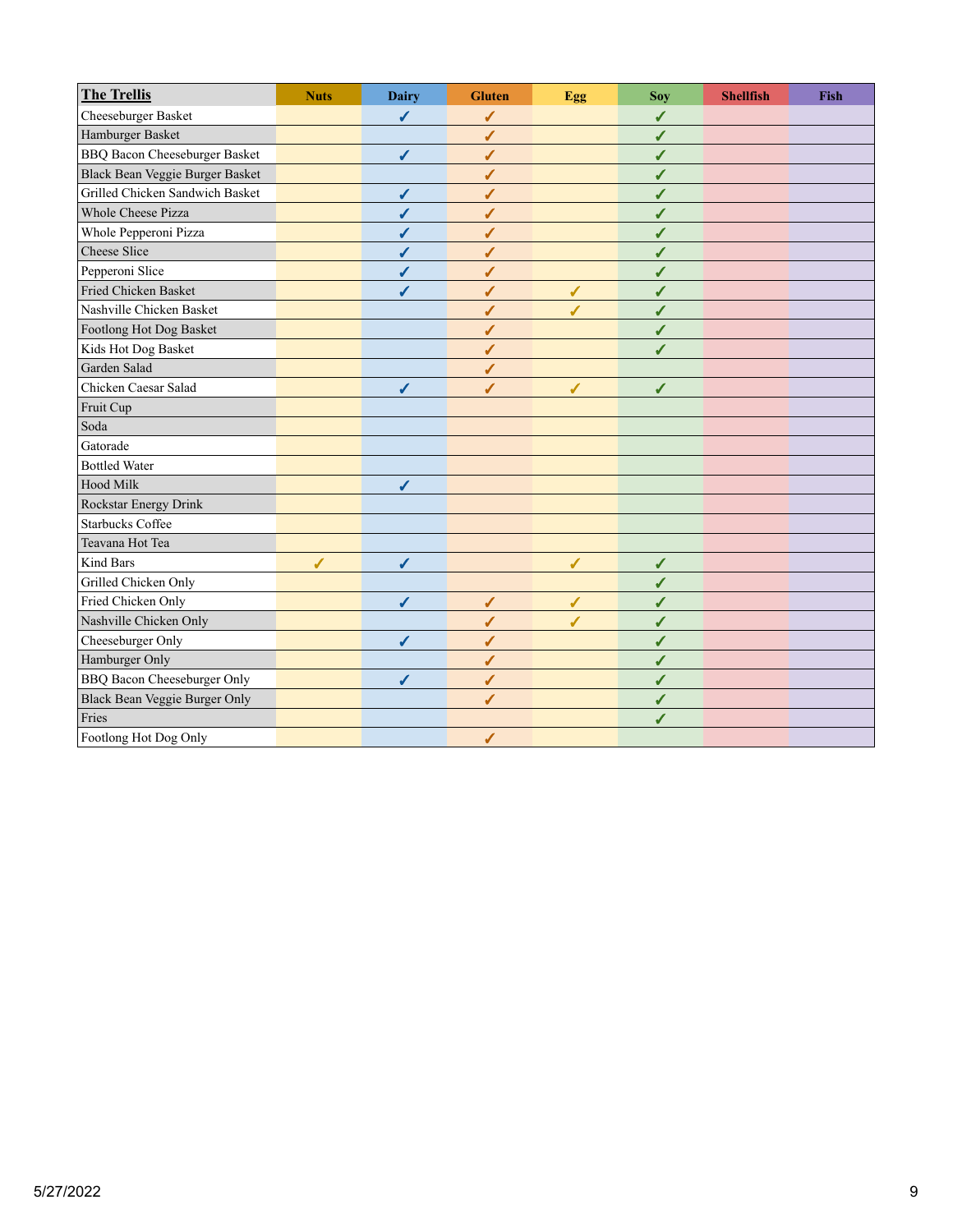| **The Trellis** | Nuts | Dairy | Gluten | Egg | Soy | Shellfish | Fish |
|---|---|---|---|---|---|---|---|
| Cheeseburger Basket | | ✓ | ✓ | | ✓ | | |
| Hamburger Basket | | | ✓ | | ✓ | | |
| BBQ Bacon Cheeseburger Basket | | ✓ | ✓ | | ✓ | | |
| Black Bean Veggie Burger Basket | | | ✓ | | ✓ | | |
| Grilled Chicken Sandwich Basket | | ✓ | ✓ | | ✓ | | |
| Whole Cheese Pizza | | ✓ | ✓ | | ✓ | | |
| Whole Pepperoni Pizza | | ✓ | ✓ | | ✓ | | |
| Cheese Slice | | ✓ | ✓ | | ✓ | | |
| Pepperoni Slice | | ✓ | ✓ | | ✓ | | |
| Fried Chicken Basket | | ✓ | ✓ | ✓ | ✓ | | |
| Nashville Chicken Basket | | | ✓ | ✓ | ✓ | | |
| Footlong Hot Dog Basket | | | ✓ | | ✓ | | |
| Kids Hot Dog Basket | | | ✓ | | ✓ | | |
| Garden Salad | | | ✓ | | | | |
| Chicken Caesar Salad | | ✓ | ✓ | ✓ | ✓ | | |
| Fruit Cup | | | | | | | |
| Soda | | | | | | | |
| Gatorade | | | | | | | |
| Bottled Water | | | | | | | |
| Hood Milk | | ✓ | | | | | |
| Rockstar Energy Drink | | | | | | | |
| Starbucks Coffee | | | | | | | |
| Teavana Hot Tea | | | | | | | |
| Kind Bars | ✓ | ✓ | | ✓ | ✓ | | |
| Grilled Chicken Only | | | | | ✓ | | |
| Fried Chicken Only | | ✓ | ✓ | ✓ | ✓ | | |
| Nashville Chicken Only | | | ✓ | ✓ | ✓ | | |
| Cheeseburger Only | | ✓ | ✓ | | ✓ | | |
| Hamburger Only | | | ✓ | | ✓ | | |
| BBQ Bacon Cheeseburger Only | | ✓ | ✓ | | ✓ | | |
| Black Bean Veggie Burger Only | | | ✓ | | ✓ | | |
| Fries | | | | | ✓ | | |
| Footlong Hot Dog Only | | | ✓ | | | | |

5/27/2022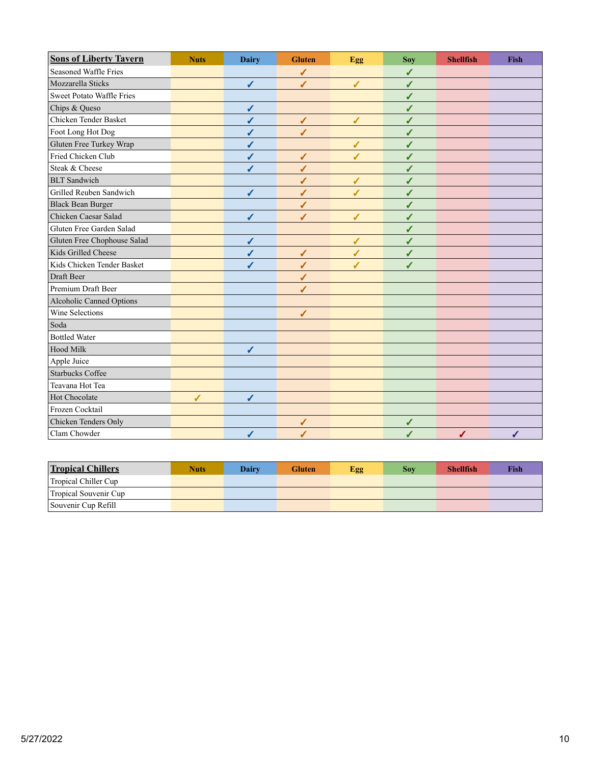| Sons of Liberty Tavern | Nuts | Dairy | Gluten | Egg | Soy | Shellfish | Fish |
|---|---|---|---|---|---|---|---|
| Seasoned Waffle Fries | | | ✓ | | ✓ | | |
| Mozzarella Sticks | | ✓ | ✓ | ✓ | ✓ | | |
| Sweet Potato Waffle Fries | | | | | ✓ | | |
| Chips & Queso | | ✓ | | | ✓ | | |
| Chicken Tender Basket | | ✓ | ✓ | ✓ | ✓ | | |
| Foot Long Hot Dog | | ✓ | ✓ | | ✓ | | |
| Gluten Free Turkey Wrap | | ✓ | | ✓ | ✓ | | |
| Fried Chicken Club | | ✓ | ✓ | ✓ | ✓ | | |
| Steak & Cheese | | ✓ | ✓ | | ✓ | | |
| BLT Sandwich | | | ✓ | ✓ | ✓ | | |
| Grilled Reuben Sandwich | | ✓ | ✓ | ✓ | ✓ | | |
| Black Bean Burger | | | ✓ | | ✓ | | |
| Chicken Caesar Salad | | ✓ | ✓ | ✓ | ✓ | | |
| Gluten Free Garden Salad | | | | | ✓ | | |
| Gluten Free Chophouse Salad | | ✓ | | ✓ | ✓ | | |
| Kids Grilled Cheese | | ✓ | ✓ | ✓ | ✓ | | |
| Kids Chicken Tender Basket | | ✓ | ✓ | ✓ | ✓ | | |
| Draft Beer | | | ✓ | | | | |
| Premium Draft Beer | | | ✓ | | | | |
| Alcoholic Canned Options | | | | | | | |
| Wine Selections | | | ✓ | | | | |
| Soda | | | | | | | |
| Bottled Water | | | | | | | |
| Hood Milk | | ✓ | | | | | |
| Apple Juice | | | | | | | |
| Starbucks Coffee | | | | | | | |
| Teavana Hot Tea | | | | | | | |
| Hot Chocolate | ✓ | ✓ | | | | | |
| Frozen Cocktail | | | | | | | |
| Chicken Tenders Only | | | ✓ | | ✓ | | |
| Clam Chowder | | ✓ | ✓ | | ✓ | ✓ | ✓ |

| Tropical Chillers | Nuts | Dairy | Gluten | Egg | Soy | Shellfish | Fish |
|---|---|---|---|---|---|---|---|
| Tropical Chiller Cup | | | | | | | |
| Tropical Souvenir Cup | | | | | | | |
| Souvenir Cup Refill | | | | | | | |

5/27/2022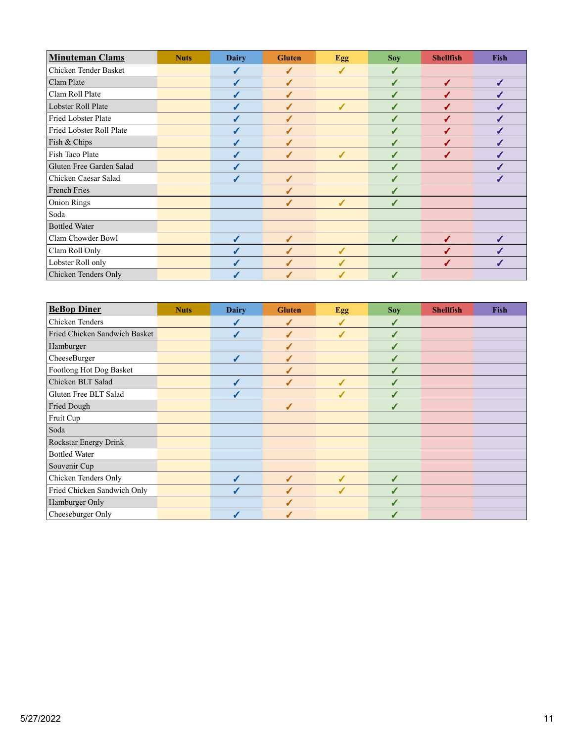| **Minuteman Clams** | Nuts | Dairy | Gluten | Egg | Soy | Shellfish | Fish |
|---|---|---|---|---|---|---|---|
| Chicken Tender Basket | | ✓ | ✓ | ✓ | ✓ | | |
| Clam Plate | | ✓ | ✓ | | ✓ | ✓ | ✓ |
| Clam Roll Plate | | ✓ | ✓ | | ✓ | ✓ | ✓ |
| Lobster Roll Plate | | ✓ | ✓ | ✓ | ✓ | ✓ | ✓ |
| Fried Lobster Plate | | ✓ | ✓ | | ✓ | ✓ | ✓ |
| Fried Lobster Roll Plate | | ✓ | ✓ | | ✓ | ✓ | ✓ |
| Fish & Chips | | ✓ | ✓ | | ✓ | ✓ | ✓ |
| Fish Taco Plate | | ✓ | ✓ | ✓ | ✓ | ✓ | ✓ |
| Gluten Free Garden Salad | | ✓ | | | ✓ | | ✓ |
| Chicken Caesar Salad | | ✓ | ✓ | | ✓ | | ✓ |
| French Fries | | | ✓ | | ✓ | | |
| Onion Rings | | | ✓ | ✓ | ✓ | | |
| Soda | | | | | | | |
| Bottled Water | | | | | | | |
| Clam Chowder Bowl | | ✓ | ✓ | | ✓ | ✓ | ✓ |
| Clam Roll Only | | ✓ | ✓ | ✓ | | ✓ | ✓ |
| Lobster Roll only | | ✓ | ✓ | ✓ | | ✓ | ✓ |
| Chicken Tenders Only | | ✓ | ✓ | ✓ | ✓ | | |

| **BeBop Diner** | Nuts | Dairy | Gluten | Egg | Soy | Shellfish | Fish |
|---|---|---|---|---|---|---|---|
| Chicken Tenders | | ✓ | ✓ | ✓ | ✓ | | |
| Fried Chicken Sandwich Basket | | ✓ | ✓ | ✓ | ✓ | | |
| Hamburger | | | ✓ | | ✓ | | |
| CheeseBurger | | ✓ | ✓ | | ✓ | | |
| Footlong Hot Dog Basket | | | ✓ | | ✓ | | |
| Chicken BLT Salad | | ✓ | ✓ | ✓ | ✓ | | |
| Gluten Free BLT Salad | | ✓ | | ✓ | ✓ | | |
| Fried Dough | | | ✓ | | ✓ | | |
| Fruit Cup | | | | | | | |
| Soda | | | | | | | |
| Rockstar Energy Drink | | | | | | | |
| Bottled Water | | | | | | | |
| Souvenir Cup | | | | | | | |
| Chicken Tenders Only | | ✓ | ✓ | ✓ | ✓ | | |
| Fried Chicken Sandwich Only | | ✓ | ✓ | ✓ | ✓ | | |
| Hamburger Only | | | ✓ | | ✓ | | |
| Cheeseburger Only | | ✓ | ✓ | | ✓ | | |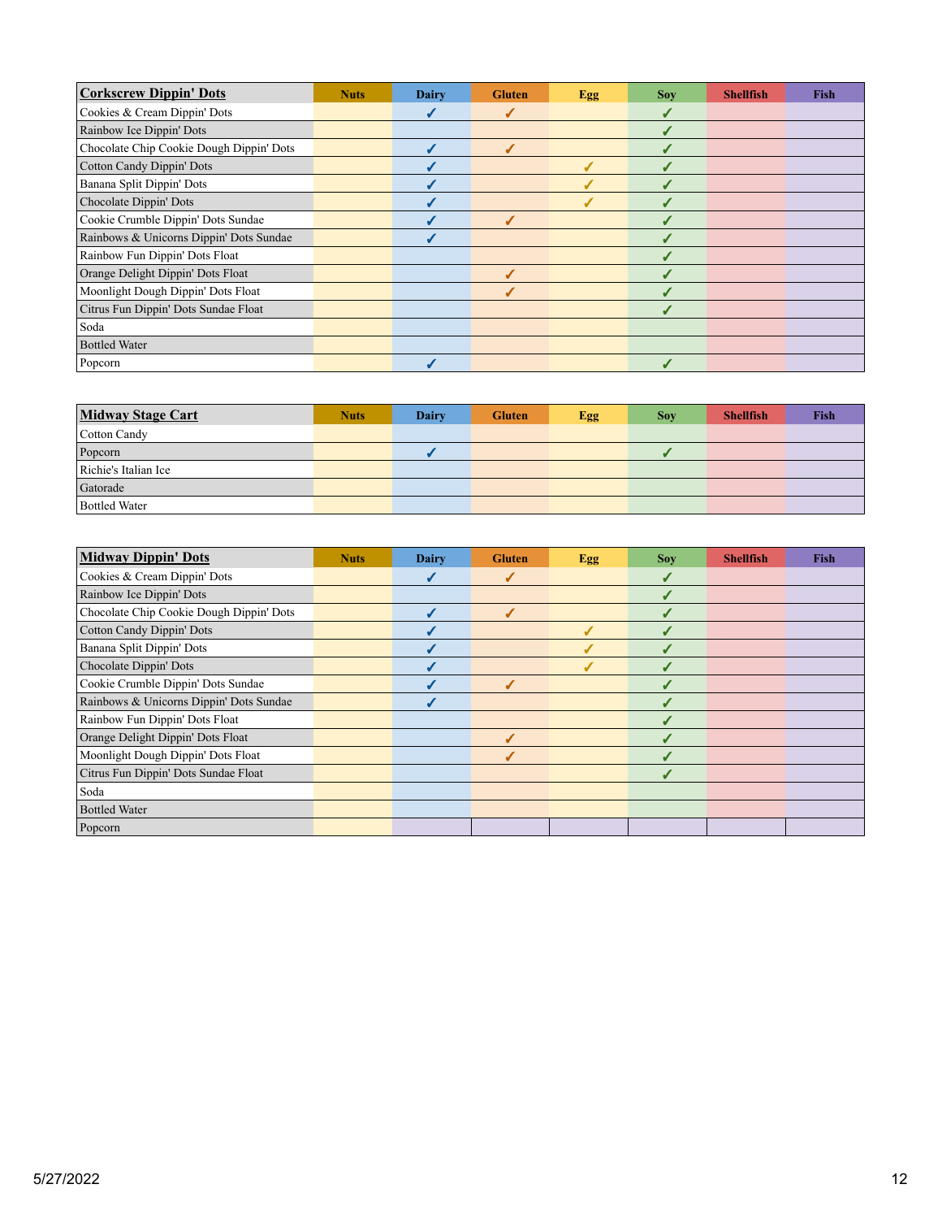| Corkscrew Dippin' Dots | Nuts | Dairy | Gluten | Egg | Soy | Shellfish | Fish |
|---|---|---|---|---|---|---|---|
| Cookies & Cream Dippin' Dots | | ✓ | ✓ | | ✓ | | |
| Rainbow Ice Dippin' Dots | | | | | ✓ | | |
| Chocolate Chip Cookie Dough Dippin' Dots | | ✓ | ✓ | | ✓ | | |
| Cotton Candy Dippin' Dots | | ✓ | | ✓ | ✓ | | |
| Banana Split Dippin' Dots | | ✓ | | ✓ | ✓ | | |
| Chocolate Dippin' Dots | | ✓ | | ✓ | ✓ | | |
| Cookie Crumble Dippin' Dots Sundae | | ✓ | ✓ | | ✓ | | |
| Rainbows & Unicorns Dippin' Dots Sundae | | ✓ | | | ✓ | | |
| Rainbow Fun Dippin' Dots Float | | | | | ✓ | | |
| Orange Delight Dippin' Dots Float | | | ✓ | | ✓ | | |
| Moonlight Dough Dippin' Dots Float | | | ✓ | | ✓ | | |
| Citrus Fun Dippin' Dots Sundae Float | | | | | ✓ | | |
| Soda | | | | | | | |
| Bottled Water | | | | | | | |
| Popcorn | | ✓ | | | ✓ | | |

| Midway Stage Cart | Nuts | Dairy | Gluten | Egg | Soy | Shellfish | Fish |
|---|---|---|---|---|---|---|---|
| Cotton Candy | | | | | | | |
| Popcorn | | ✓ | | | ✓ | | |
| Richie's Italian Ice | | | | | | | |
| Gatorade | | | | | | | |
| Bottled Water | | | | | | | |

| Midway Dippin' Dots | Nuts | Dairy | Gluten | Egg | Soy | Shellfish | Fish |
|---|---|---|---|---|---|---|---|
| Cookies & Cream Dippin' Dots | | ✓ | ✓ | | ✓ | | |
| Rainbow Ice Dippin' Dots | | | | | ✓ | | |
| Chocolate Chip Cookie Dough Dippin' Dots | | ✓ | ✓ | | ✓ | | |
| Cotton Candy Dippin' Dots | | ✓ | | ✓ | ✓ | | |
| Banana Split Dippin' Dots | | ✓ | | ✓ | ✓ | | |
| Chocolate Dippin' Dots | | ✓ | | ✓ | ✓ | | |
| Cookie Crumble Dippin' Dots Sundae | | ✓ | ✓ | | ✓ | | |
| Rainbows & Unicorns Dippin' Dots Sundae | | ✓ | | | ✓ | | |
| Rainbow Fun Dippin' Dots Float | | | | | ✓ | | |
| Orange Delight Dippin' Dots Float | | | ✓ | | ✓ | | |
| Moonlight Dough Dippin' Dots Float | | | ✓ | | ✓ | | |
| Citrus Fun Dippin' Dots Sundae Float | | | | | ✓ | | |
| Soda | | | | | | | |
| Bottled Water | | | | | | | |
| Popcorn | | | | | | | |

5/27/2022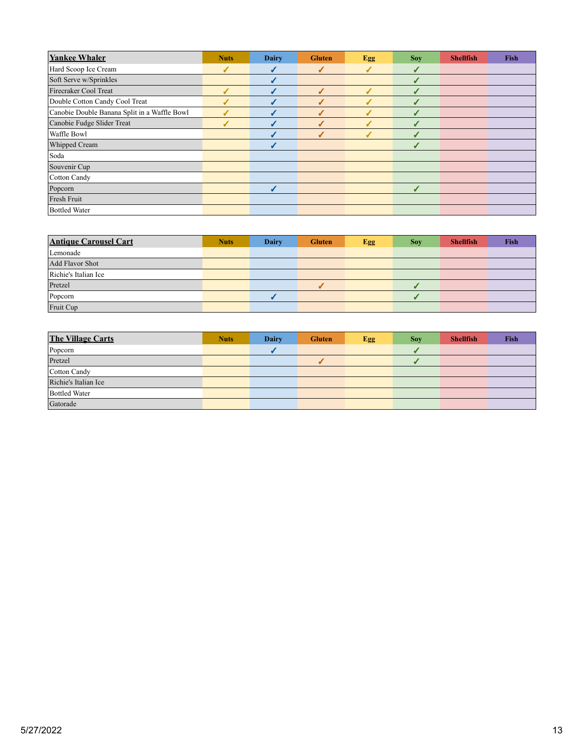| Yankee Whaler | Nuts | Dairy | Gluten | Egg | Soy | Shellfish | Fish |
|---|---|---|---|---|---|---|---|
| Hard Scoop Ice Cream | ✓ | ✓ | ✓ | ✓ | ✓ | | |
| Soft Serve w/Sprinkles | | ✓ | | | ✓ | | |
| Firecraker Cool Treat | ✓ | ✓ | ✓ | ✓ | ✓ | | |
| Double Cotton Candy Cool Treat | ✓ | ✓ | ✓ | ✓ | ✓ | | |
| Canobie Double Banana Split in a Waffle Bowl | ✓ | ✓ | ✓ | ✓ | ✓ | | |
| Canobie Fudge Slider Treat | ✓ | ✓ | ✓ | ✓ | ✓ | | |
| Waffle Bowl | | ✓ | ✓ | ✓ | ✓ | | |
| Whipped Cream | | ✓ | | | ✓ | | |
| Soda | | | | | | | |
| Souvenir Cup | | | | | | | |
| Cotton Candy | | | | | | | |
| Popcorn | | ✓ | | | ✓ | | |
| Fresh Fruit | | | | | | | |
| Bottled Water | | | | | | | |

| Antique Carousel Cart | Nuts | Dairy | Gluten | Egg | Soy | Shellfish | Fish |
|---|---|---|---|---|---|---|---|
| Lemonade | | | | | | | |
| Add Flavor Shot | | | | | | | |
| Richie's Italian Ice | | | | | | | |
| Pretzel | | | ✓ | | ✓ | | |
| Popcorn | | ✓ | | | ✓ | | |
| Fruit Cup | | | | | | | |

| The Village Carts | Nuts | Dairy | Gluten | Egg | Soy | Shellfish | Fish |
|---|---|---|---|---|---|---|---|
| Popcorn | | ✓ | | | ✓ | | |
| Pretzel | | | ✓ | | ✓ | | |
| Cotton Candy | | | | | | | |
| Richie's Italian Ice | | | | | | | |
| Bottled Water | | | | | | | |
| Gatorade | | | | | | | |

5/27/2022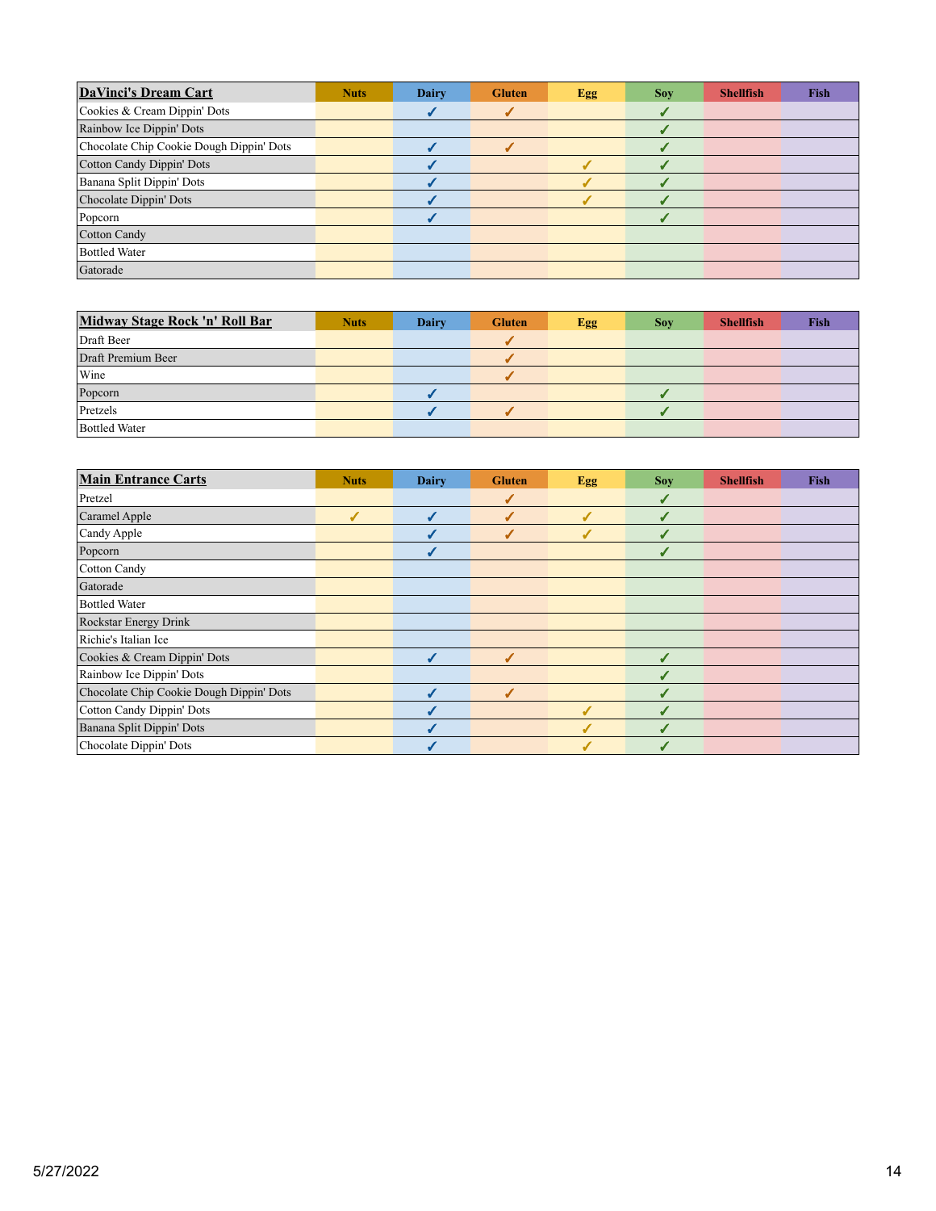| DaVinci's Dream Cart | Nuts | Dairy | Gluten | Egg | Soy | Shellfish | Fish |
|---|---|---|---|---|---|---|---|
| Cookies & Cream Dippin' Dots | | ✓ | ✓ | | ✓ | | |
| Rainbow Ice Dippin' Dots | | | | | ✓ | | |
| Chocolate Chip Cookie Dough Dippin' Dots | | ✓ | ✓ | | ✓ | | |
| Cotton Candy Dippin' Dots | | ✓ | | ✓ | ✓ | | |
| Banana Split Dippin' Dots | | ✓ | | ✓ | ✓ | | |
| Chocolate Dippin' Dots | | ✓ | | ✓ | ✓ | | |
| Popcorn | | ✓ | | | ✓ | | |
| Cotton Candy | | | | | | | |
| Bottled Water | | | | | | | |
| Gatorade | | | | | | | |

| Midway Stage Rock 'n' Roll Bar | Nuts | Dairy | Gluten | Egg | Soy | Shellfish | Fish |
|---|---|---|---|---|---|---|---|
| Draft Beer | | | ✓ | | | | |
| Draft Premium Beer | | | ✓ | | | | |
| Wine | | | ✓ | | | | |
| Popcorn | | ✓ | | | ✓ | | |
| Pretzels | | ✓ | ✓ | | ✓ | | |
| Bottled Water | | | | | | | |

| Main Entrance Carts | Nuts | Dairy | Gluten | Egg | Soy | Shellfish | Fish |
|---|---|---|---|---|---|---|---|
| Pretzel | | | ✓ | | ✓ | | |
| Caramel Apple | ✓ | ✓ | ✓ | ✓ | ✓ | | |
| Candy Apple | | ✓ | ✓ | ✓ | ✓ | | |
| Popcorn | | ✓ | | | ✓ | | |
| Cotton Candy | | | | | | | |
| Gatorade | | | | | | | |
| Bottled Water | | | | | | | |
| Rockstar Energy Drink | | | | | | | |
| Richie's Italian Ice | | | | | | | |
| Cookies & Cream Dippin' Dots | | ✓ | ✓ | | ✓ | | |
| Rainbow Ice Dippin' Dots | | | | | ✓ | | |
| Chocolate Chip Cookie Dough Dippin' Dots | | ✓ | ✓ | | ✓ | | |
| Cotton Candy Dippin' Dots | | ✓ | | ✓ | ✓ | | |
| Banana Split Dippin' Dots | | ✓ | | ✓ | ✓ | | |
| Chocolate Dippin' Dots | | ✓ | | ✓ | ✓ | | |

5/27/2022